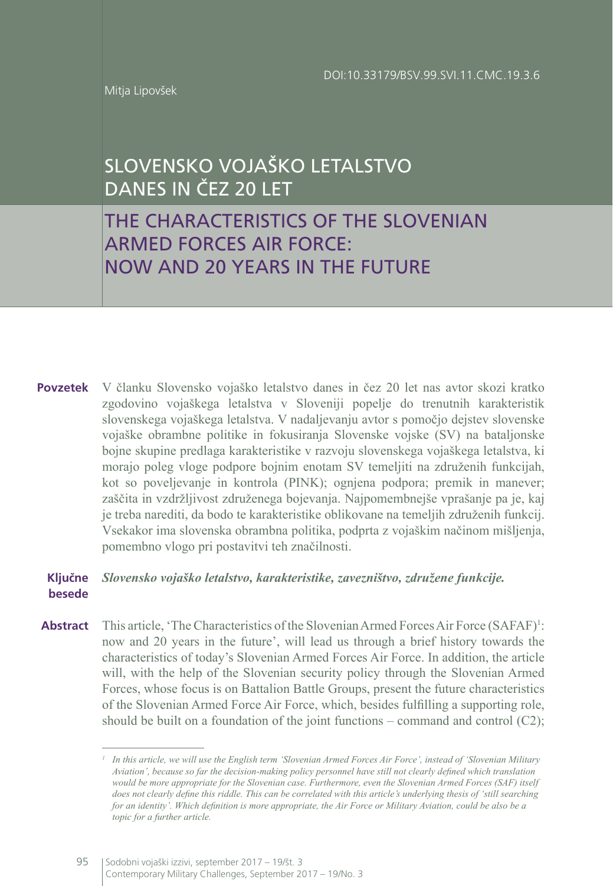DOI:10.33179/BSV.99.SVI.11.CMC.19.3.6

Mitja Lipovšek

# SLOVENSKO VOJAŠKO LETALSTVO DANES IN ČEZ 20 LET

# THE CHARACTERISTICS OF THE SLOVENIAN ARMED FORCES AIR FORCE: NOW AND 20 YEARS IN THE FUTURE

**Povzetek** V članku Slovensko vojaško letalstvo danes in čez 20 let nas avtor skozi kratko zgodovino vojaškega letalstva v Sloveniji popelje do trenutnih karakteristik slovenskega vojaškega letalstva. V nadaljevanju avtor s pomočjo dejstev slovenske vojaške obrambne politike in fokusiranja Slovenske vojske (SV) na bataljonske bojne skupine predlaga karakteristike v razvoju slovenskega vojaškega letalstva, ki morajo poleg vloge podpore bojnim enotam SV temeljiti na združenih funkcijah, kot so poveljevanje in kontrola (PINK); ognjena podpora; premik in manever; zaščita in vzdržljivost združenega bojevanja. Najpomembnejše vprašanje pa je, kaj je treba narediti, da bodo te karakteristike oblikovane na temeljih združenih funkcij. Vsekakor ima slovenska obrambna politika, podprta z vojaškim načinom mišljenja, pomembno vlogo pri postavitvi teh značilnosti.

**Ključne besede** ***Slovensko vojaško letalstvo, karakteristike, zavezništvo, združene funkcije.***

**Abstract** This article, 'The Characteristics of the Slovenian Armed Forces Air Force (SAFAF)[1]: now and 20 years in the future', will lead us through a brief history towards the characteristics of today's Slovenian Armed Forces Air Force. In addition, the article will, with the help of the Slovenian security policy through the Slovenian Armed Forces, whose focus is on Battalion Battle Groups, present the future characteristics of the Slovenian Armed Force Air Force, which, besides fulfilling a supporting role, should be built on a foundation of the joint functions – command and control (C2);

---

[1] *In this article, we will use the English term 'Slovenian Armed Forces Air Force', instead of 'Slovenian Military Aviation', because so far the decision-making policy personnel have still not clearly defined which translation would be more appropriate for the Slovenian case. Furthermore, even the Slovenian Armed Forces (SAF) itself does not clearly define this riddle. This can be correlated with this article's underlying thesis of 'still searching for an identity'. Which definition is more appropriate, the Air Force or Military Aviation, could be also be a topic for a further article.*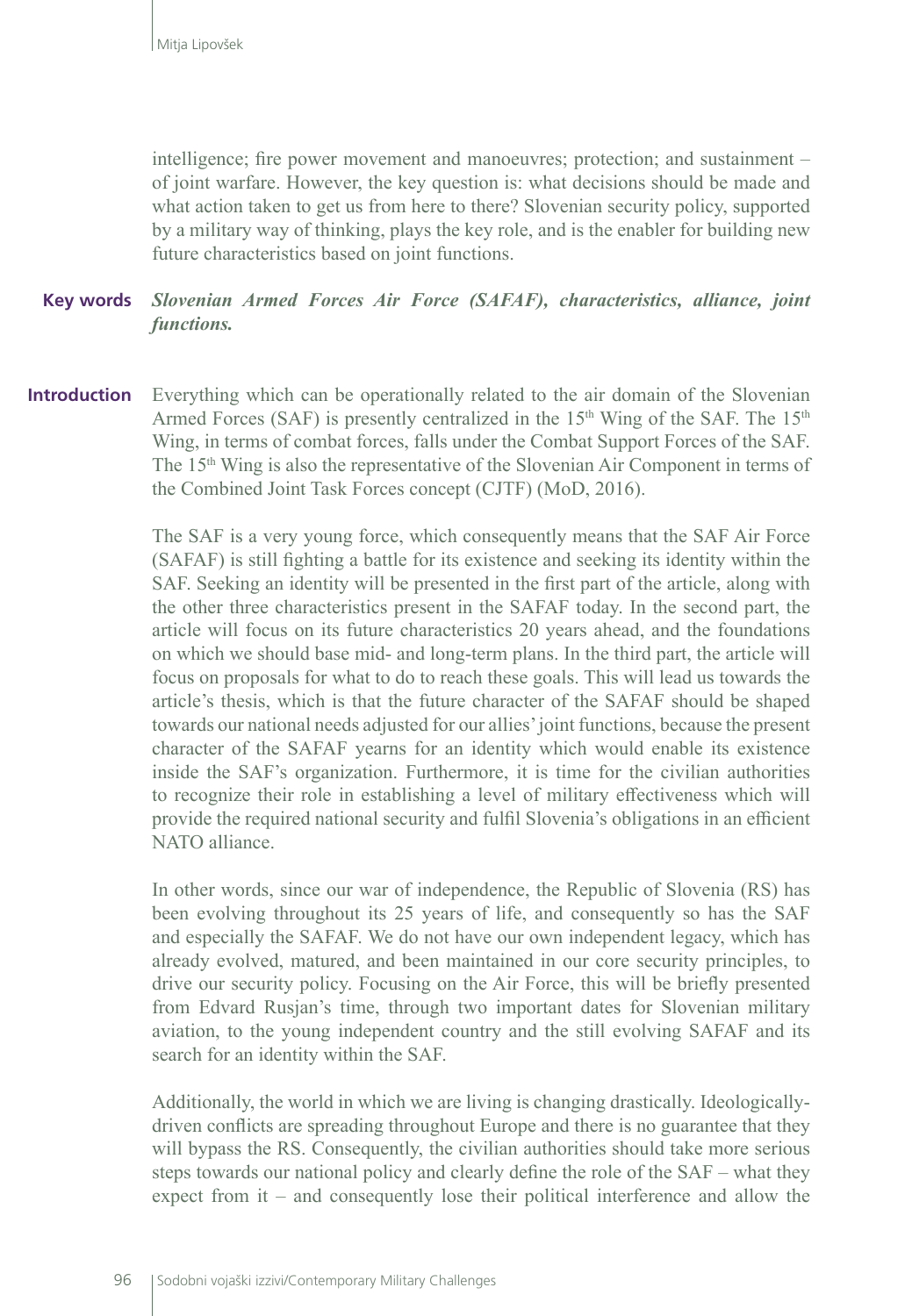intelligence; fire power movement and manoeuvres; protection; and sustainment – of joint warfare. However, the key question is: what decisions should be made and what action taken to get us from here to there? Slovenian security policy, supported by a military way of thinking, plays the key role, and is the enabler for building new future characteristics based on joint functions.

**Key words** ***Slovenian Armed Forces Air Force (SAFAF), characteristics, alliance, joint functions.***

## Introduction

Everything which can be operationally related to the air domain of the Slovenian Armed Forces (SAF) is presently centralized in the 15th Wing of the SAF. The 15th Wing, in terms of combat forces, falls under the Combat Support Forces of the SAF. The 15th Wing is also the representative of the Slovenian Air Component in terms of the Combined Joint Task Forces concept (CJTF) (MoD, 2016).

The SAF is a very young force, which consequently means that the SAF Air Force (SAFAF) is still fighting a battle for its existence and seeking its identity within the SAF. Seeking an identity will be presented in the first part of the article, along with the other three characteristics present in the SAFAF today. In the second part, the article will focus on its future characteristics 20 years ahead, and the foundations on which we should base mid- and long-term plans. In the third part, the article will focus on proposals for what to do to reach these goals. This will lead us towards the article's thesis, which is that the future character of the SAFAF should be shaped towards our national needs adjusted for our allies' joint functions, because the present character of the SAFAF yearns for an identity which would enable its existence inside the SAF's organization. Furthermore, it is time for the civilian authorities to recognize their role in establishing a level of military effectiveness which will provide the required national security and fulfil Slovenia's obligations in an efficient NATO alliance.

In other words, since our war of independence, the Republic of Slovenia (RS) has been evolving throughout its 25 years of life, and consequently so has the SAF and especially the SAFAF. We do not have our own independent legacy, which has already evolved, matured, and been maintained in our core security principles, to drive our security policy. Focusing on the Air Force, this will be briefly presented from Edvard Rusjan's time, through two important dates for Slovenian military aviation, to the young independent country and the still evolving SAFAF and its search for an identity within the SAF.

Additionally, the world in which we are living is changing drastically. Ideologically-driven conflicts are spreading throughout Europe and there is no guarantee that they will bypass the RS. Consequently, the civilian authorities should take more serious steps towards our national policy and clearly define the role of the SAF – what they expect from it – and consequently lose their political interference and allow the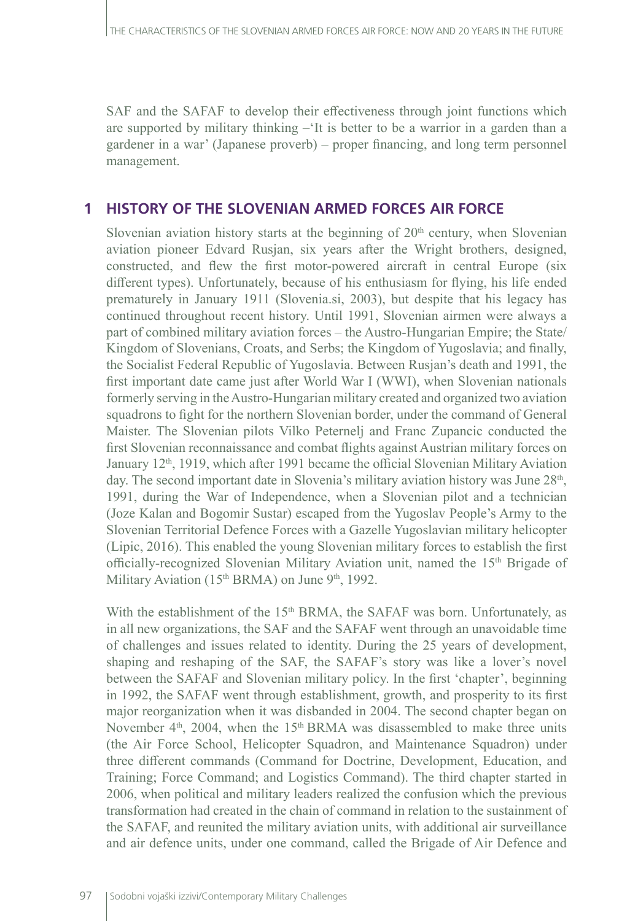SAF and the SAFAF to develop their effectiveness through joint functions which are supported by military thinking –'It is better to be a warrior in a garden than a gardener in a war' (Japanese proverb) – proper financing, and long term personnel management.

## 1 HISTORY OF THE SLOVENIAN ARMED FORCES AIR FORCE

Slovenian aviation history starts at the beginning of 20th century, when Slovenian aviation pioneer Edvard Rusjan, six years after the Wright brothers, designed, constructed, and flew the first motor-powered aircraft in central Europe (six different types). Unfortunately, because of his enthusiasm for flying, his life ended prematurely in January 1911 (Slovenia.si, 2003), but despite that his legacy has continued throughout recent history. Until 1991, Slovenian airmen were always a part of combined military aviation forces – the Austro-Hungarian Empire; the State/ Kingdom of Slovenians, Croats, and Serbs; the Kingdom of Yugoslavia; and finally, the Socialist Federal Republic of Yugoslavia. Between Rusjan's death and 1991, the first important date came just after World War I (WWI), when Slovenian nationals formerly serving in the Austro-Hungarian military created and organized two aviation squadrons to fight for the northern Slovenian border, under the command of General Maister. The Slovenian pilots Vilko Peternelj and Franc Zupancic conducted the first Slovenian reconnaissance and combat flights against Austrian military forces on January 12th, 1919, which after 1991 became the official Slovenian Military Aviation day. The second important date in Slovenia's military aviation history was June 28th, 1991, during the War of Independence, when a Slovenian pilot and a technician (Joze Kalan and Bogomir Sustar) escaped from the Yugoslav People's Army to the Slovenian Territorial Defence Forces with a Gazelle Yugoslavian military helicopter (Lipic, 2016). This enabled the young Slovenian military forces to establish the first officially-recognized Slovenian Military Aviation unit, named the 15th Brigade of Military Aviation (15th BRMA) on June 9th, 1992.

With the establishment of the 15th BRMA, the SAFAF was born. Unfortunately, as in all new organizations, the SAF and the SAFAF went through an unavoidable time of challenges and issues related to identity. During the 25 years of development, shaping and reshaping of the SAF, the SAFAF's story was like a lover's novel between the SAFAF and Slovenian military policy. In the first 'chapter', beginning in 1992, the SAFAF went through establishment, growth, and prosperity to its first major reorganization when it was disbanded in 2004. The second chapter began on November 4th, 2004, when the 15th BRMA was disassembled to make three units (the Air Force School, Helicopter Squadron, and Maintenance Squadron) under three different commands (Command for Doctrine, Development, Education, and Training; Force Command; and Logistics Command). The third chapter started in 2006, when political and military leaders realized the confusion which the previous transformation had created in the chain of command in relation to the sustainment of the SAFAF, and reunited the military aviation units, with additional air surveillance and air defence units, under one command, called the Brigade of Air Defence and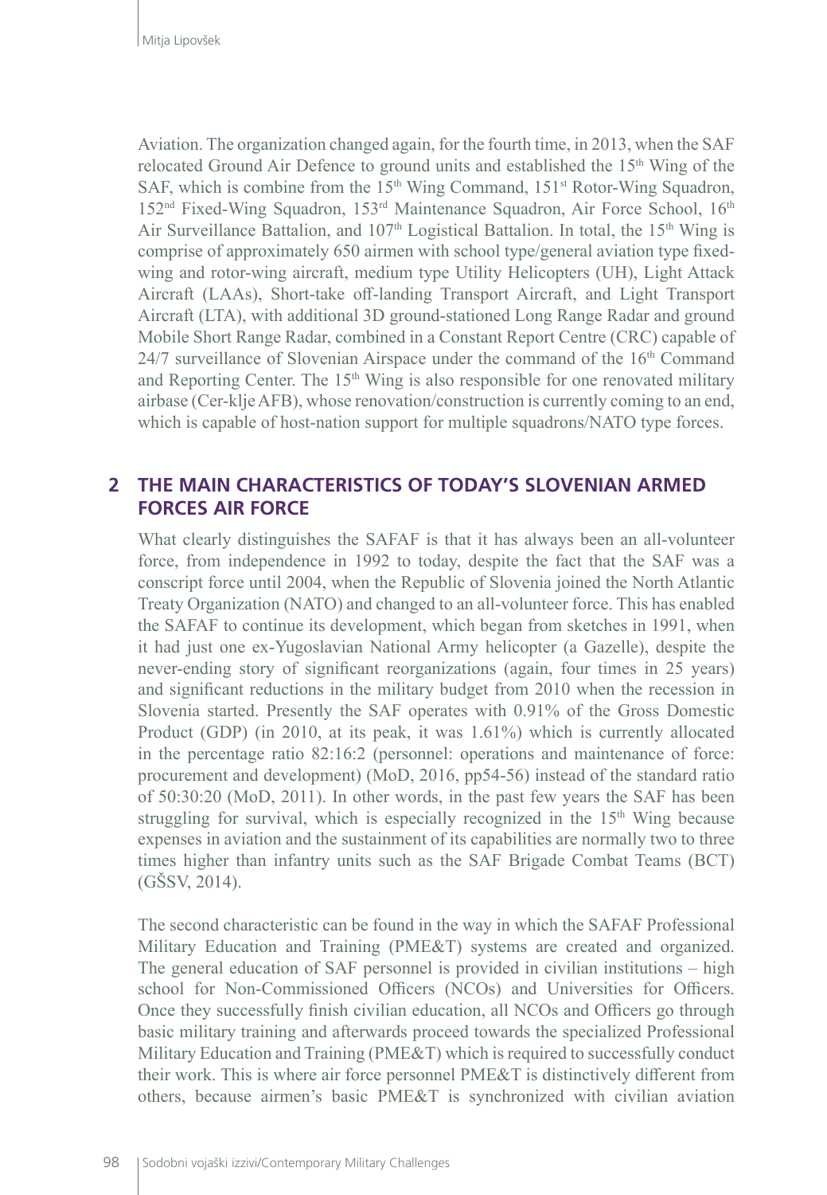Aviation. The organization changed again, for the fourth time, in 2013, when the SAF relocated Ground Air Defence to ground units and established the 15th Wing of the SAF, which is combine from the 15th Wing Command, 151st Rotor-Wing Squadron, 152nd Fixed-Wing Squadron, 153rd Maintenance Squadron, Air Force School, 16th Air Surveillance Battalion, and 107th Logistical Battalion. In total, the 15th Wing is comprise of approximately 650 airmen with school type/general aviation type fixed-wing and rotor-wing aircraft, medium type Utility Helicopters (UH), Light Attack Aircraft (LAAs), Short-take off-landing Transport Aircraft, and Light Transport Aircraft (LTA), with additional 3D ground-stationed Long Range Radar and ground Mobile Short Range Radar, combined in a Constant Report Centre (CRC) capable of 24/7 surveillance of Slovenian Airspace under the command of the 16th Command and Reporting Center. The 15th Wing is also responsible for one renovated military airbase (Cer-klje AFB), whose renovation/construction is currently coming to an end, which is capable of host-nation support for multiple squadrons/NATO type forces.

## 2 THE MAIN CHARACTERISTICS OF TODAY'S SLOVENIAN ARMED FORCES AIR FORCE

What clearly distinguishes the SAFAF is that it has always been an all-volunteer force, from independence in 1992 to today, despite the fact that the SAF was a conscript force until 2004, when the Republic of Slovenia joined the North Atlantic Treaty Organization (NATO) and changed to an all-volunteer force. This has enabled the SAFAF to continue its development, which began from sketches in 1991, when it had just one ex-Yugoslavian National Army helicopter (a Gazelle), despite the never-ending story of significant reorganizations (again, four times in 25 years) and significant reductions in the military budget from 2010 when the recession in Slovenia started. Presently the SAF operates with 0.91% of the Gross Domestic Product (GDP) (in 2010, at its peak, it was 1.61%) which is currently allocated in the percentage ratio 82:16:2 (personnel: operations and maintenance of force: procurement and development) (MoD, 2016, pp54-56) instead of the standard ratio of 50:30:20 (MoD, 2011). In other words, in the past few years the SAF has been struggling for survival, which is especially recognized in the 15th Wing because expenses in aviation and the sustainment of its capabilities are normally two to three times higher than infantry units such as the SAF Brigade Combat Teams (BCT) (GŠSV, 2014).

The second characteristic can be found in the way in which the SAFAF Professional Military Education and Training (PME&T) systems are created and organized. The general education of SAF personnel is provided in civilian institutions – high school for Non-Commissioned Officers (NCOs) and Universities for Officers. Once they successfully finish civilian education, all NCOs and Officers go through basic military training and afterwards proceed towards the specialized Professional Military Education and Training (PME&T) which is required to successfully conduct their work. This is where air force personnel PME&T is distinctively different from others, because airmen's basic PME&T is synchronized with civilian aviation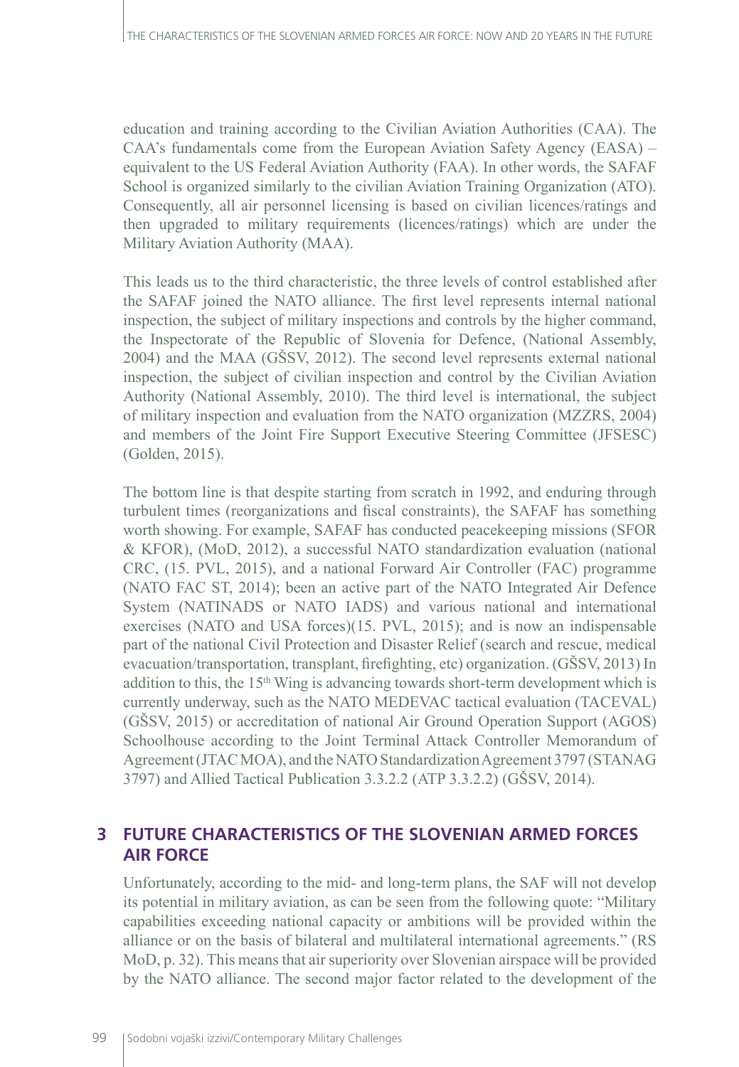education and training according to the Civilian Aviation Authorities (CAA). The CAA's fundamentals come from the European Aviation Safety Agency (EASA) – equivalent to the US Federal Aviation Authority (FAA). In other words, the SAFAF School is organized similarly to the civilian Aviation Training Organization (ATO). Consequently, all air personnel licensing is based on civilian licences/ratings and then upgraded to military requirements (licences/ratings) which are under the Military Aviation Authority (MAA).

This leads us to the third characteristic, the three levels of control established after the SAFAF joined the NATO alliance. The first level represents internal national inspection, the subject of military inspections and controls by the higher command, the Inspectorate of the Republic of Slovenia for Defence, (National Assembly, 2004) and the MAA (GŠSV, 2012). The second level represents external national inspection, the subject of civilian inspection and control by the Civilian Aviation Authority (National Assembly, 2010). The third level is international, the subject of military inspection and evaluation from the NATO organization (MZZRS, 2004) and members of the Joint Fire Support Executive Steering Committee (JFSESC) (Golden, 2015).

The bottom line is that despite starting from scratch in 1992, and enduring through turbulent times (reorganizations and fiscal constraints), the SAFAF has something worth showing. For example, SAFAF has conducted peacekeeping missions (SFOR & KFOR), (MoD, 2012), a successful NATO standardization evaluation (national CRC, (15. PVL, 2015), and a national Forward Air Controller (FAC) programme (NATO FAC ST, 2014); been an active part of the NATO Integrated Air Defence System (NATINADS or NATO IADS) and various national and international exercises (NATO and USA forces)(15. PVL, 2015); and is now an indispensable part of the national Civil Protection and Disaster Relief (search and rescue, medical evacuation/transportation, transplant, firefighting, etc) organization. (GŠSV, 2013) In addition to this, the 15th Wing is advancing towards short-term development which is currently underway, such as the NATO MEDEVAC tactical evaluation (TACEVAL) (GŠSV, 2015) or accreditation of national Air Ground Operation Support (AGOS) Schoolhouse according to the Joint Terminal Attack Controller Memorandum of Agreement (JTAC MOA), and the NATO Standardization Agreement 3797 (STANAG 3797) and Allied Tactical Publication 3.3.2.2 (ATP 3.3.2.2) (GŠSV, 2014).

## 3 FUTURE CHARACTERISTICS OF THE SLOVENIAN ARMED FORCES AIR FORCE

Unfortunately, according to the mid- and long-term plans, the SAF will not develop its potential in military aviation, as can be seen from the following quote: "Military capabilities exceeding national capacity or ambitions will be provided within the alliance or on the basis of bilateral and multilateral international agreements." (RS MoD, p. 32). This means that air superiority over Slovenian airspace will be provided by the NATO alliance. The second major factor related to the development of the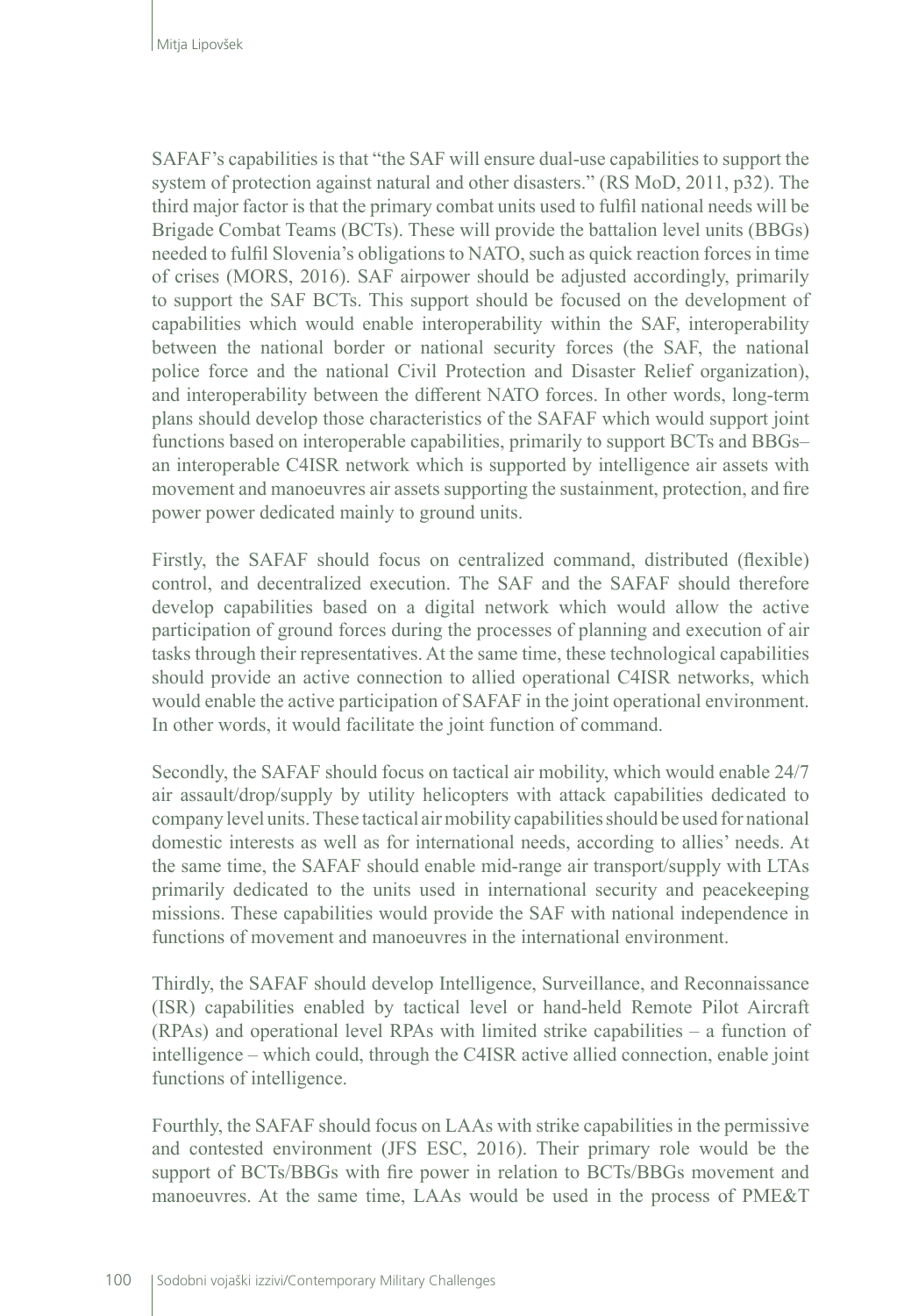SAFAF's capabilities is that "the SAF will ensure dual-use capabilities to support the system of protection against natural and other disasters." (RS MoD, 2011, p32). The third major factor is that the primary combat units used to fulfil national needs will be Brigade Combat Teams (BCTs). These will provide the battalion level units (BBGs) needed to fulfil Slovenia's obligations to NATO, such as quick reaction forces in time of crises (MORS, 2016). SAF airpower should be adjusted accordingly, primarily to support the SAF BCTs. This support should be focused on the development of capabilities which would enable interoperability within the SAF, interoperability between the national border or national security forces (the SAF, the national police force and the national Civil Protection and Disaster Relief organization), and interoperability between the different NATO forces. In other words, long-term plans should develop those characteristics of the SAFAF which would support joint functions based on interoperable capabilities, primarily to support BCTs and BBGs– an interoperable C4ISR network which is supported by intelligence air assets with movement and manoeuvres air assets supporting the sustainment, protection, and fire power power dedicated mainly to ground units.

Firstly, the SAFAF should focus on centralized command, distributed (flexible) control, and decentralized execution. The SAF and the SAFAF should therefore develop capabilities based on a digital network which would allow the active participation of ground forces during the processes of planning and execution of air tasks through their representatives. At the same time, these technological capabilities should provide an active connection to allied operational C4ISR networks, which would enable the active participation of SAFAF in the joint operational environment. In other words, it would facilitate the joint function of command.

Secondly, the SAFAF should focus on tactical air mobility, which would enable 24/7 air assault/drop/supply by utility helicopters with attack capabilities dedicated to company level units. These tactical air mobility capabilities should be used for national domestic interests as well as for international needs, according to allies' needs. At the same time, the SAFAF should enable mid-range air transport/supply with LTAs primarily dedicated to the units used in international security and peacekeeping missions. These capabilities would provide the SAF with national independence in functions of movement and manoeuvres in the international environment.

Thirdly, the SAFAF should develop Intelligence, Surveillance, and Reconnaissance (ISR) capabilities enabled by tactical level or hand-held Remote Pilot Aircraft (RPAs) and operational level RPAs with limited strike capabilities – a function of intelligence – which could, through the C4ISR active allied connection, enable joint functions of intelligence.

Fourthly, the SAFAF should focus on LAAs with strike capabilities in the permissive and contested environment (JFS ESC, 2016). Their primary role would be the support of BCTs/BBGs with fire power in relation to BCTs/BBGs movement and manoeuvres. At the same time, LAAs would be used in the process of PME&T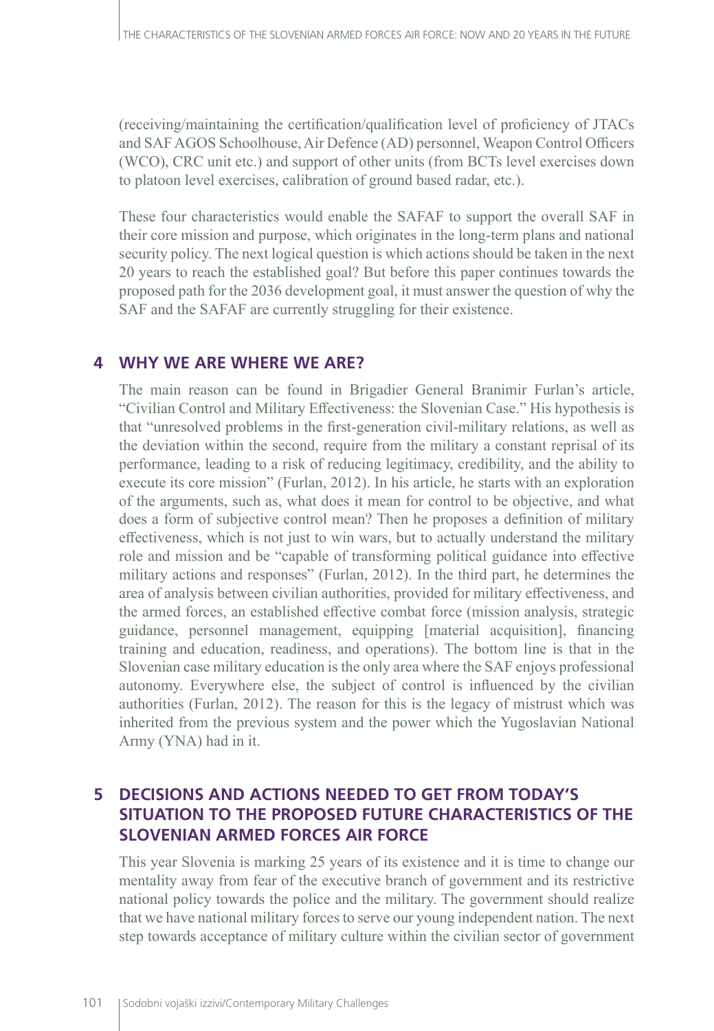(receiving/maintaining the certification/qualification level of proficiency of JTACs and SAF AGOS Schoolhouse, Air Defence (AD) personnel, Weapon Control Officers (WCO), CRC unit etc.) and support of other units (from BCTs level exercises down to platoon level exercises, calibration of ground based radar, etc.).

These four characteristics would enable the SAFAF to support the overall SAF in their core mission and purpose, which originates in the long-term plans and national security policy. The next logical question is which actions should be taken in the next 20 years to reach the established goal? But before this paper continues towards the proposed path for the 2036 development goal, it must answer the question of why the SAF and the SAFAF are currently struggling for their existence.

## 4 WHY WE ARE WHERE WE ARE?

The main reason can be found in Brigadier General Branimir Furlan's article, "Civilian Control and Military Effectiveness: the Slovenian Case." His hypothesis is that "unresolved problems in the first-generation civil-military relations, as well as the deviation within the second, require from the military a constant reprisal of its performance, leading to a risk of reducing legitimacy, credibility, and the ability to execute its core mission" (Furlan, 2012). In his article, he starts with an exploration of the arguments, such as, what does it mean for control to be objective, and what does a form of subjective control mean? Then he proposes a definition of military effectiveness, which is not just to win wars, but to actually understand the military role and mission and be "capable of transforming political guidance into effective military actions and responses" (Furlan, 2012). In the third part, he determines the area of analysis between civilian authorities, provided for military effectiveness, and the armed forces, an established effective combat force (mission analysis, strategic guidance, personnel management, equipping [material acquisition], financing training and education, readiness, and operations). The bottom line is that in the Slovenian case military education is the only area where the SAF enjoys professional autonomy. Everywhere else, the subject of control is influenced by the civilian authorities (Furlan, 2012). The reason for this is the legacy of mistrust which was inherited from the previous system and the power which the Yugoslavian National Army (YNA) had in it.

## 5 DECISIONS AND ACTIONS NEEDED TO GET FROM TODAY'S SITUATION TO THE PROPOSED FUTURE CHARACTERISTICS OF THE SLOVENIAN ARMED FORCES AIR FORCE

This year Slovenia is marking 25 years of its existence and it is time to change our mentality away from fear of the executive branch of government and its restrictive national policy towards the police and the military. The government should realize that we have national military forces to serve our young independent nation. The next step towards acceptance of military culture within the civilian sector of government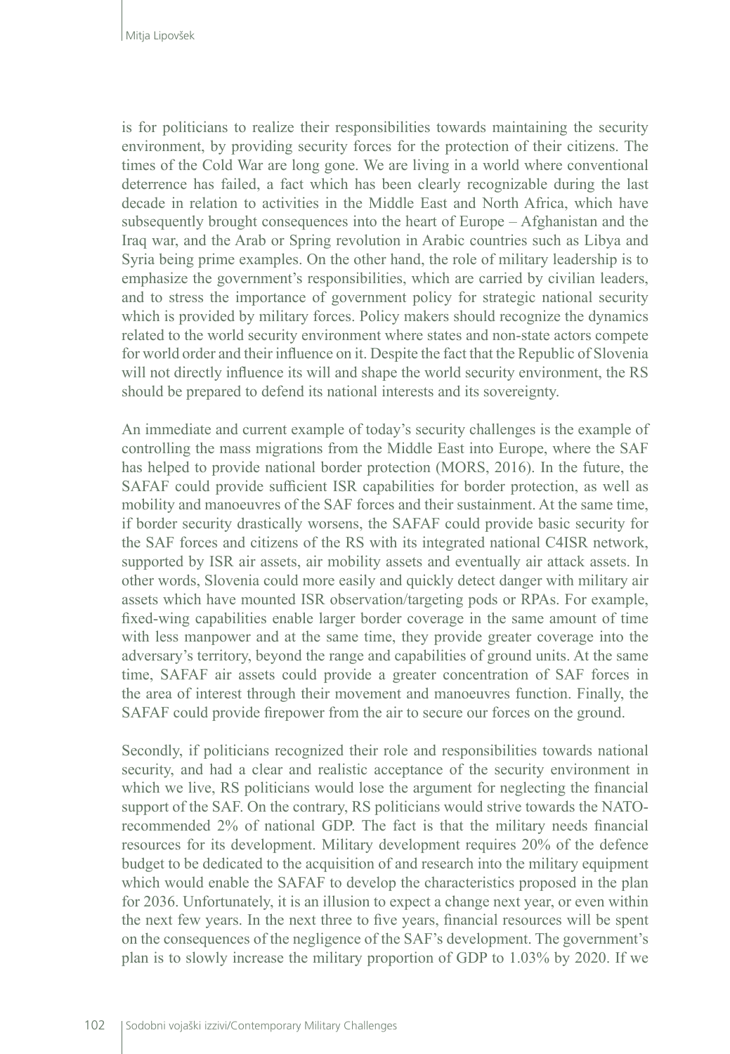is for politicians to realize their responsibilities towards maintaining the security environment, by providing security forces for the protection of their citizens. The times of the Cold War are long gone. We are living in a world where conventional deterrence has failed, a fact which has been clearly recognizable during the last decade in relation to activities in the Middle East and North Africa, which have subsequently brought consequences into the heart of Europe – Afghanistan and the Iraq war, and the Arab or Spring revolution in Arabic countries such as Libya and Syria being prime examples. On the other hand, the role of military leadership is to emphasize the government's responsibilities, which are carried by civilian leaders, and to stress the importance of government policy for strategic national security which is provided by military forces. Policy makers should recognize the dynamics related to the world security environment where states and non-state actors compete for world order and their influence on it. Despite the fact that the Republic of Slovenia will not directly influence its will and shape the world security environment, the RS should be prepared to defend its national interests and its sovereignty.

An immediate and current example of today's security challenges is the example of controlling the mass migrations from the Middle East into Europe, where the SAF has helped to provide national border protection (MORS, 2016). In the future, the SAFAF could provide sufficient ISR capabilities for border protection, as well as mobility and manoeuvres of the SAF forces and their sustainment. At the same time, if border security drastically worsens, the SAFAF could provide basic security for the SAF forces and citizens of the RS with its integrated national C4ISR network, supported by ISR air assets, air mobility assets and eventually air attack assets. In other words, Slovenia could more easily and quickly detect danger with military air assets which have mounted ISR observation/targeting pods or RPAs. For example, fixed-wing capabilities enable larger border coverage in the same amount of time with less manpower and at the same time, they provide greater coverage into the adversary's territory, beyond the range and capabilities of ground units. At the same time, SAFAF air assets could provide a greater concentration of SAF forces in the area of interest through their movement and manoeuvres function. Finally, the SAFAF could provide firepower from the air to secure our forces on the ground.

Secondly, if politicians recognized their role and responsibilities towards national security, and had a clear and realistic acceptance of the security environment in which we live, RS politicians would lose the argument for neglecting the financial support of the SAF. On the contrary, RS politicians would strive towards the NATO-recommended 2% of national GDP. The fact is that the military needs financial resources for its development. Military development requires 20% of the defence budget to be dedicated to the acquisition of and research into the military equipment which would enable the SAFAF to develop the characteristics proposed in the plan for 2036. Unfortunately, it is an illusion to expect a change next year, or even within the next few years. In the next three to five years, financial resources will be spent on the consequences of the negligence of the SAF's development. The government's plan is to slowly increase the military proportion of GDP to 1.03% by 2020. If we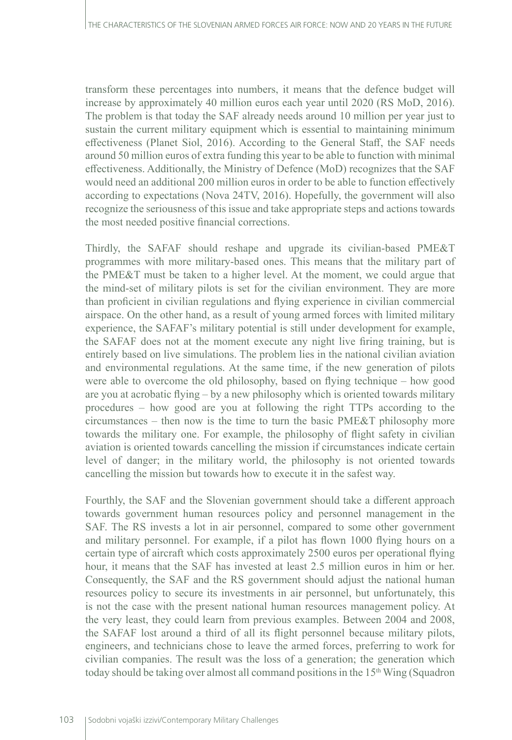transform these percentages into numbers, it means that the defence budget will increase by approximately 40 million euros each year until 2020 (RS MoD, 2016). The problem is that today the SAF already needs around 10 million per year just to sustain the current military equipment which is essential to maintaining minimum effectiveness (Planet Siol, 2016). According to the General Staff, the SAF needs around 50 million euros of extra funding this year to be able to function with minimal effectiveness. Additionally, the Ministry of Defence (MoD) recognizes that the SAF would need an additional 200 million euros in order to be able to function effectively according to expectations (Nova 24TV, 2016). Hopefully, the government will also recognize the seriousness of this issue and take appropriate steps and actions towards the most needed positive financial corrections.

Thirdly, the SAFAF should reshape and upgrade its civilian-based PME&T programmes with more military-based ones. This means that the military part of the PME&T must be taken to a higher level. At the moment, we could argue that the mind-set of military pilots is set for the civilian environment. They are more than proficient in civilian regulations and flying experience in civilian commercial airspace. On the other hand, as a result of young armed forces with limited military experience, the SAFAF's military potential is still under development for example, the SAFAF does not at the moment execute any night live firing training, but is entirely based on live simulations. The problem lies in the national civilian aviation and environmental regulations. At the same time, if the new generation of pilots were able to overcome the old philosophy, based on flying technique – how good are you at acrobatic flying – by a new philosophy which is oriented towards military procedures – how good are you at following the right TTPs according to the circumstances – then now is the time to turn the basic PME&T philosophy more towards the military one. For example, the philosophy of flight safety in civilian aviation is oriented towards cancelling the mission if circumstances indicate certain level of danger; in the military world, the philosophy is not oriented towards cancelling the mission but towards how to execute it in the safest way.

Fourthly, the SAF and the Slovenian government should take a different approach towards government human resources policy and personnel management in the SAF. The RS invests a lot in air personnel, compared to some other government and military personnel. For example, if a pilot has flown 1000 flying hours on a certain type of aircraft which costs approximately 2500 euros per operational flying hour, it means that the SAF has invested at least 2.5 million euros in him or her. Consequently, the SAF and the RS government should adjust the national human resources policy to secure its investments in air personnel, but unfortunately, this is not the case with the present national human resources management policy. At the very least, they could learn from previous examples. Between 2004 and 2008, the SAFAF lost around a third of all its flight personnel because military pilots, engineers, and technicians chose to leave the armed forces, preferring to work for civilian companies. The result was the loss of a generation; the generation which today should be taking over almost all command positions in the 15th Wing (Squadron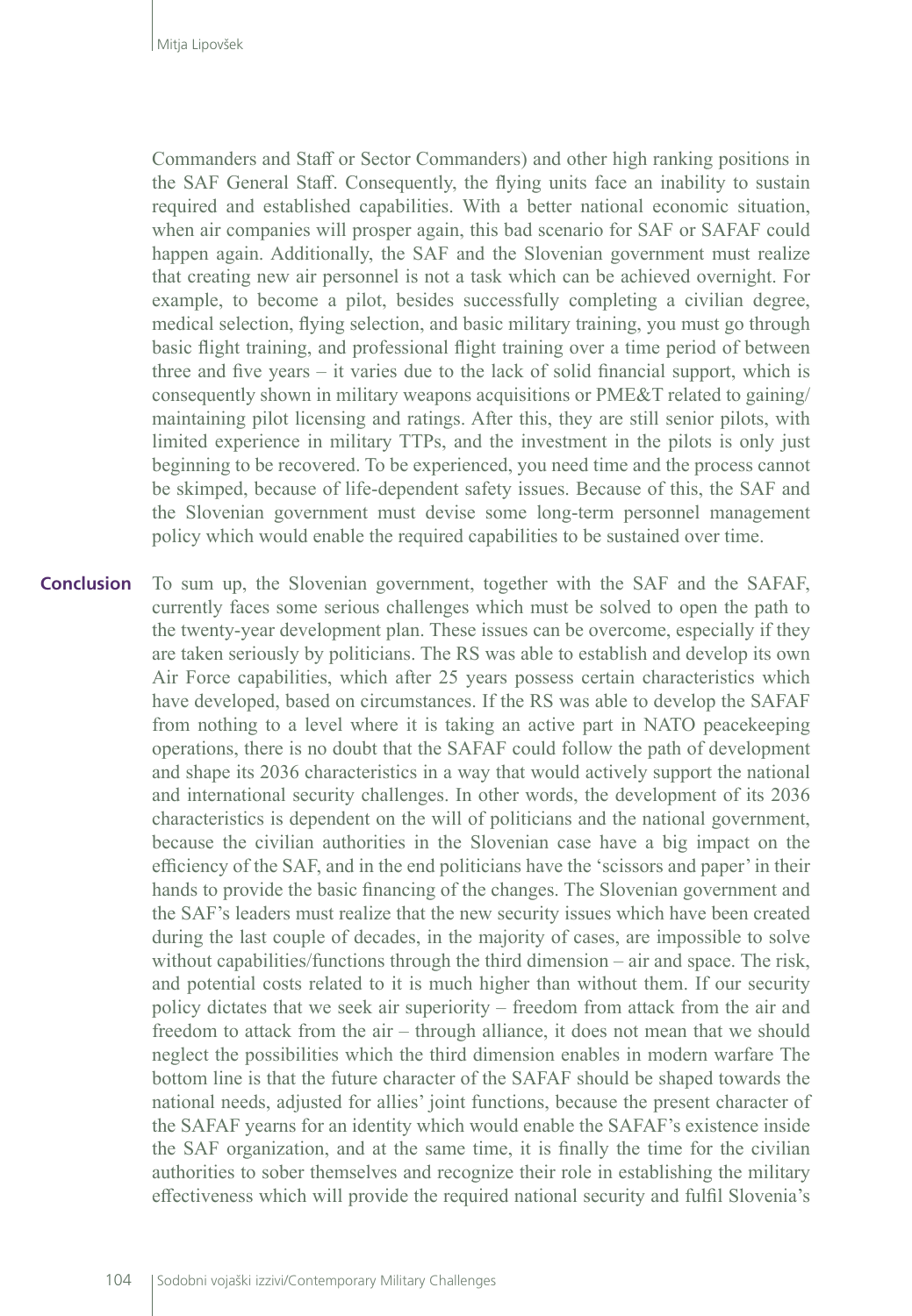Commanders and Staff or Sector Commanders) and other high ranking positions in the SAF General Staff. Consequently, the flying units face an inability to sustain required and established capabilities. With a better national economic situation, when air companies will prosper again, this bad scenario for SAF or SAFAF could happen again. Additionally, the SAF and the Slovenian government must realize that creating new air personnel is not a task which can be achieved overnight. For example, to become a pilot, besides successfully completing a civilian degree, medical selection, flying selection, and basic military training, you must go through basic flight training, and professional flight training over a time period of between three and five years – it varies due to the lack of solid financial support, which is consequently shown in military weapons acquisitions or PME&T related to gaining/maintaining pilot licensing and ratings. After this, they are still senior pilots, with limited experience in military TTPs, and the investment in the pilots is only just beginning to be recovered. To be experienced, you need time and the process cannot be skimped, because of life-dependent safety issues. Because of this, the SAF and the Slovenian government must devise some long-term personnel management policy which would enable the required capabilities to be sustained over time.

## Conclusion

To sum up, the Slovenian government, together with the SAF and the SAFAF, currently faces some serious challenges which must be solved to open the path to the twenty-year development plan. These issues can be overcome, especially if they are taken seriously by politicians. The RS was able to establish and develop its own Air Force capabilities, which after 25 years possess certain characteristics which have developed, based on circumstances. If the RS was able to develop the SAFAF from nothing to a level where it is taking an active part in NATO peacekeeping operations, there is no doubt that the SAFAF could follow the path of development and shape its 2036 characteristics in a way that would actively support the national and international security challenges. In other words, the development of its 2036 characteristics is dependent on the will of politicians and the national government, because the civilian authorities in the Slovenian case have a big impact on the efficiency of the SAF, and in the end politicians have the 'scissors and paper' in their hands to provide the basic financing of the changes. The Slovenian government and the SAF's leaders must realize that the new security issues which have been created during the last couple of decades, in the majority of cases, are impossible to solve without capabilities/functions through the third dimension – air and space. The risk, and potential costs related to it is much higher than without them. If our security policy dictates that we seek air superiority – freedom from attack from the air and freedom to attack from the air – through alliance, it does not mean that we should neglect the possibilities which the third dimension enables in modern warfare The bottom line is that the future character of the SAFAF should be shaped towards the national needs, adjusted for allies' joint functions, because the present character of the SAFAF yearns for an identity which would enable the SAFAF's existence inside the SAF organization, and at the same time, it is finally the time for the civilian authorities to sober themselves and recognize their role in establishing the military effectiveness which will provide the required national security and fulfil Slovenia's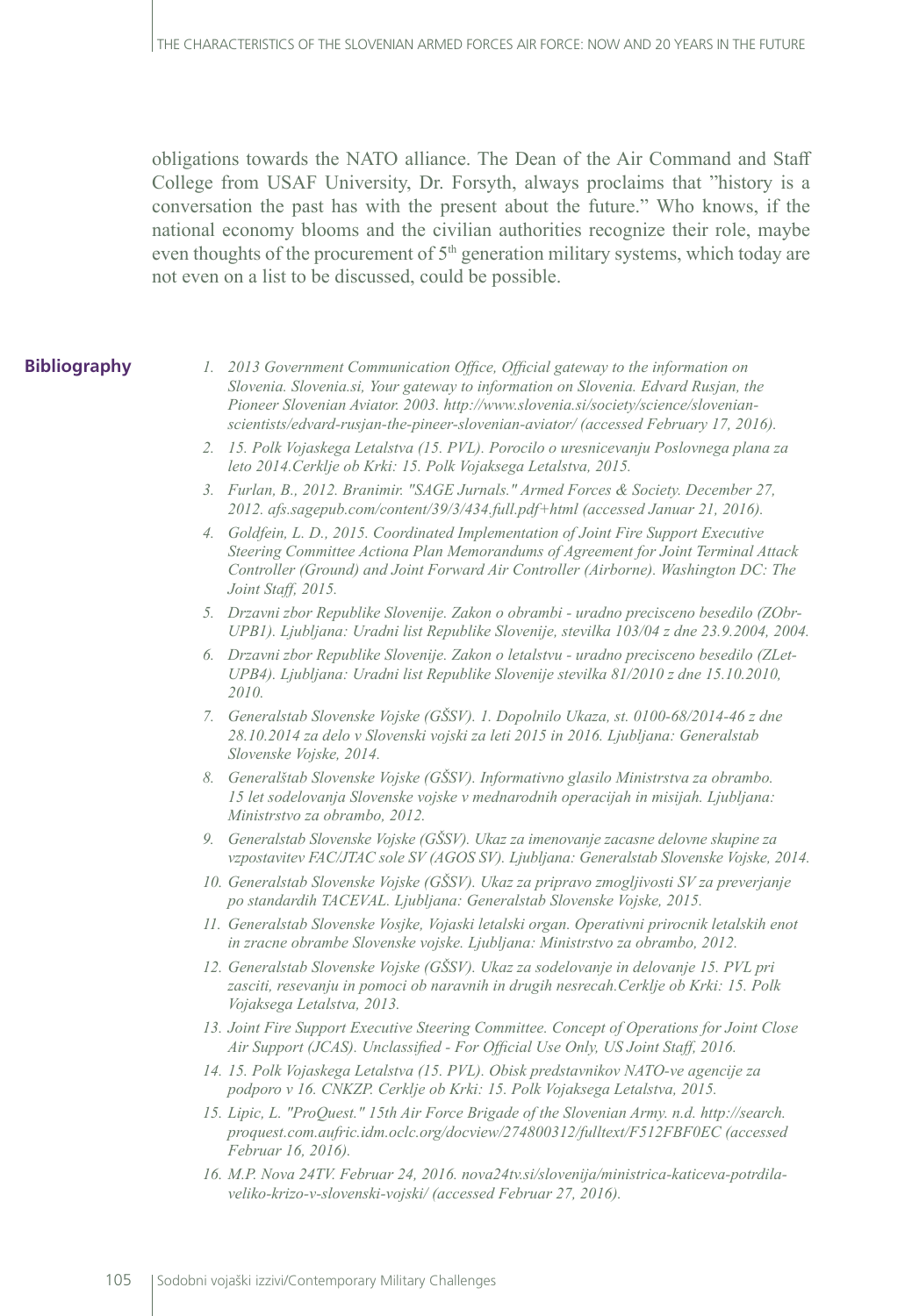obligations towards the NATO alliance. The Dean of the Air Command and Staff College from USAF University, Dr. Forsyth, always proclaims that "history is a conversation the past has with the present about the future." Who knows, if the national economy blooms and the civilian authorities recognize their role, maybe even thoughts of the procurement of 5th generation military systems, which today are not even on a list to be discussed, could be possible.

## Bibliography

1. *2013 Government Communication Office, Official gateway to the information on Slovenia. Slovenia.si, Your gateway to information on Slovenia. Edvard Rusjan, the Pioneer Slovenian Aviator. 2003. http://www.slovenia.si/society/science/slovenian-scientists/edvard-rusjan-the-pineer-slovenian-aviator/ (accessed February 17, 2016).*
2. *15. Polk Vojaskega Letalstva (15. PVL). Porocilo o uresnicevanju Poslovnega plana za leto 2014.Cerklje ob Krki: 15. Polk Vojaksega Letalstva, 2015.*
3. *Furlan, B., 2012. Branimir. "SAGE Jurnals." Armed Forces & Society. December 27, 2012. afs.sagepub.com/content/39/3/434.full.pdf+html (accessed Januar 21, 2016).*
4. *Goldfein, L. D., 2015. Coordinated Implementation of Joint Fire Support Executive Steering Committee Actiona Plan Memorandums of Agreement for Joint Terminal Attack Controller (Ground) and Joint Forward Air Controller (Airborne). Washington DC: The Joint Staff, 2015.*
5. *Drzavni zbor Republike Slovenije. Zakon o obrambi - uradno precisceno besedilo (ZObr-UPB1). Ljubljana: Uradni list Republike Slovenije, stevilka 103/04 z dne 23.9.2004, 2004.*
6. *Drzavni zbor Republike Slovenije. Zakon o letalstvu - uradno precisceno besedilo (ZLet-UPB4). Ljubljana: Uradni list Republike Slovenije stevilka 81/2010 z dne 15.10.2010, 2010.*
7. *Generalstab Slovenske Vojske (GŠSV). 1. Dopolnilo Ukaza, st. 0100-68/2014-46 z dne 28.10.2014 za delo v Slovenski vojski za leti 2015 in 2016. Ljubljana: Generalstab Slovenske Vojske, 2014.*
8. *Generalštab Slovenske Vojske (GŠSV). Informativno glasilo Ministrstva za obrambo. 15 let sodelovanja Slovenske vojske v mednarodnih operacijah in misijah. Ljubljana: Ministrstvo za obrambo, 2012.*
9. *Generalstab Slovenske Vojske (GŠSV). Ukaz za imenovanje zacasne delovne skupine za vzpostavitev FAC/JTAC sole SV (AGOS SV). Ljubljana: Generalstab Slovenske Vojske, 2014.*
10. *Generalstab Slovenske Vojske (GŠSV). Ukaz za pripravo zmogljivosti SV za preverjanje po standardih TACEVAL. Ljubljana: Generalstab Slovenske Vojske, 2015.*
11. *Generalstab Slovenske Vosjke, Vojaski letalski organ. Operativni prirocnik letalskih enot in zracne obrambe Slovenske vojske. Ljubljana: Ministrstvo za obrambo, 2012.*
12. *Generalstab Slovenske Vojske (GŠSV). Ukaz za sodelovanje in delovanje 15. PVL pri zasciti, resevanju in pomoci ob naravnih in drugih nesrecah.Cerklje ob Krki: 15. Polk Vojaksega Letalstva, 2013.*
13. *Joint Fire Support Executive Steering Committee. Concept of Operations for Joint Close Air Support (JCAS). Unclassified - For Official Use Only, US Joint Staff, 2016.*
14. *15. Polk Vojaskega Letalstva (15. PVL). Obisk predstavnikov NATO-ve agencije za podporo v 16. CNKZP. Cerklje ob Krki: 15. Polk Vojaksega Letalstva, 2015.*
15. *Lipic, L. "ProQuest." 15th Air Force Brigade of the Slovenian Army. n.d. http://search.proquest.com.aufric.idm.oclc.org/docview/274800312/fulltext/F512FBF0EC (accessed Februar 16, 2016).*
16. *M.P. Nova 24TV. Februar 24, 2016. nova24tv.si/slovenija/ministrica-katiceva-potrdila-veliko-krizo-v-slovenski-vojski/ (accessed Februar 27, 2016).*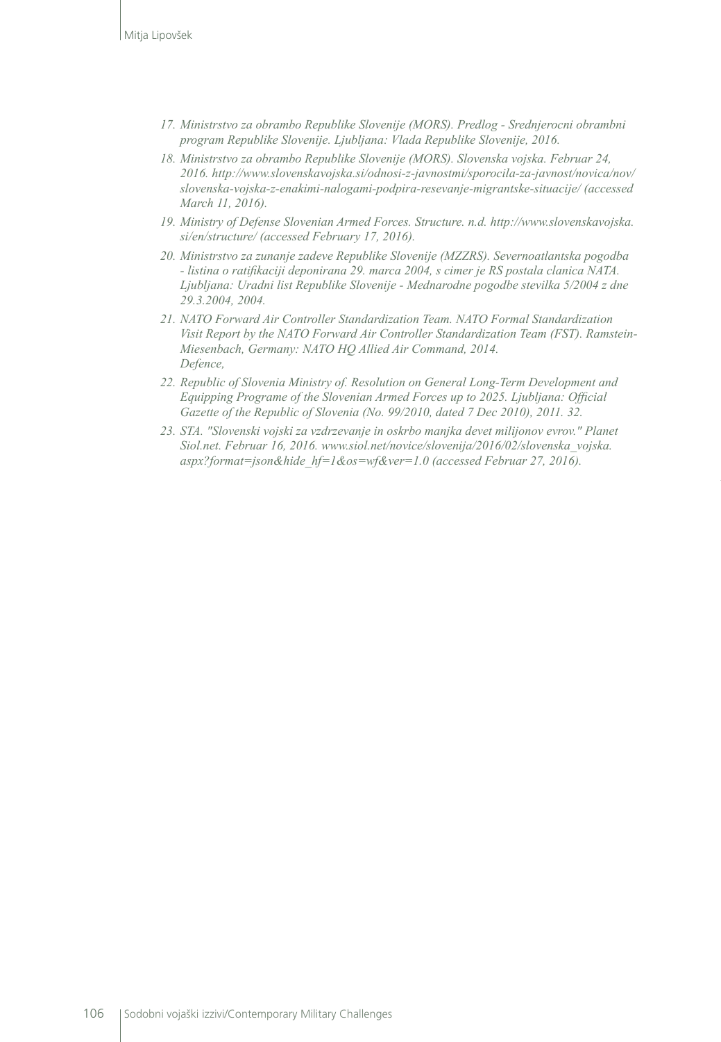17. *Ministrstvo za obrambo Republike Slovenije (MORS). Predlog - Srednjerocni obrambni program Republike Slovenije. Ljubljana: Vlada Republike Slovenije, 2016.*
18. *Ministrstvo za obrambo Republike Slovenije (MORS). Slovenska vojska. Februar 24, 2016. http://www.slovenskavojska.si/odnosi-z-javnostmi/sporocila-za-javnost/novica/nov/slovenska-vojska-z-enakimi-nalogami-podpira-resevanje-migrantske-situacije/ (accessed March 11, 2016).*
19. *Ministry of Defense Slovenian Armed Forces. Structure. n.d. http://www.slovenskavojska.si/en/structure/ (accessed February 17, 2016).*
20. *Ministrstvo za zunanje zadeve Republike Slovenije (MZZRS). Severnoatlantska pogodba - listina o ratifikaciji deponirana 29. marca 2004, s cimer je RS postala clanica NATA. Ljubljana: Uradni list Republike Slovenije - Mednarodne pogodbe stevilka 5/2004 z dne 29.3.2004, 2004.*
21. *NATO Forward Air Controller Standardization Team. NATO Formal Standardization Visit Report by the NATO Forward Air Controller Standardization Team (FST). Ramstein-Miesenbach, Germany: NATO HQ Allied Air Command, 2014.*
    *Defence,*
22. *Republic of Slovenia Ministry of. Resolution on General Long-Term Development and Equipping Programe of the Slovenian Armed Forces up to 2025. Ljubljana: Official Gazette of the Republic of Slovenia (No. 99/2010, dated 7 Dec 2010), 2011. 32.*
23. *STA. "Slovenski vojski za vzdrzevanje in oskrbo manjka devet milijonov evrov." Planet Siol.net. Februar 16, 2016. www.siol.net/novice/slovenija/2016/02/slovenska_vojska.aspx?format=json&hide_hf=1&os=wf&ver=1.0 (accessed Februar 27, 2016).*